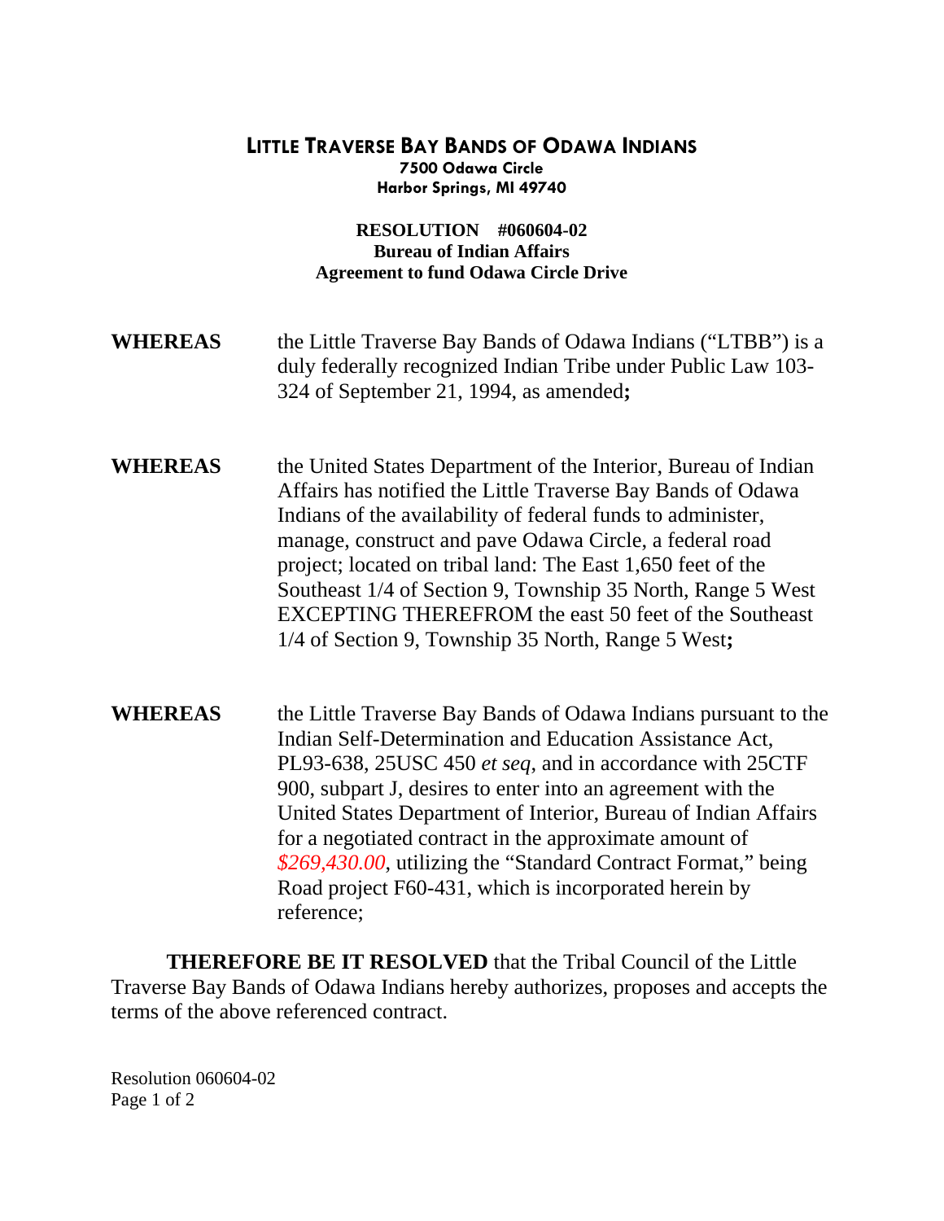# LITTLE TRAVERSE BAY BANDS OF ODAWA INDIANS

**7500 Odawa Circle**
**Harbor Springs, MI 49740**

**RESOLUTION #060604-02**
**Bureau of Indian Affairs**
**Agreement to fund Odawa Circle Drive**

**WHEREAS** the Little Traverse Bay Bands of Odawa Indians ("LTBB") is a duly federally recognized Indian Tribe under Public Law 103-324 of September 21, 1994, as amended**;**

**WHEREAS** the United States Department of the Interior, Bureau of Indian Affairs has notified the Little Traverse Bay Bands of Odawa Indians of the availability of federal funds to administer, manage, construct and pave Odawa Circle, a federal road project; located on tribal land: The East 1,650 feet of the Southeast 1/4 of Section 9, Township 35 North, Range 5 West EXCEPTING THEREFROM the east 50 feet of the Southeast 1/4 of Section 9, Township 35 North, Range 5 West**;**

**WHEREAS** the Little Traverse Bay Bands of Odawa Indians pursuant to the Indian Self-Determination and Education Assistance Act, PL93-638, 25USC 450 *et seq*, and in accordance with 25CTF 900, subpart J, desires to enter into an agreement with the United States Department of Interior, Bureau of Indian Affairs for a negotiated contract in the approximate amount of *$269,430.00*, utilizing the "Standard Contract Format," being Road project F60-431, which is incorporated herein by reference;

**THEREFORE BE IT RESOLVED** that the Tribal Council of the Little Traverse Bay Bands of Odawa Indians hereby authorizes, proposes and accepts the terms of the above referenced contract.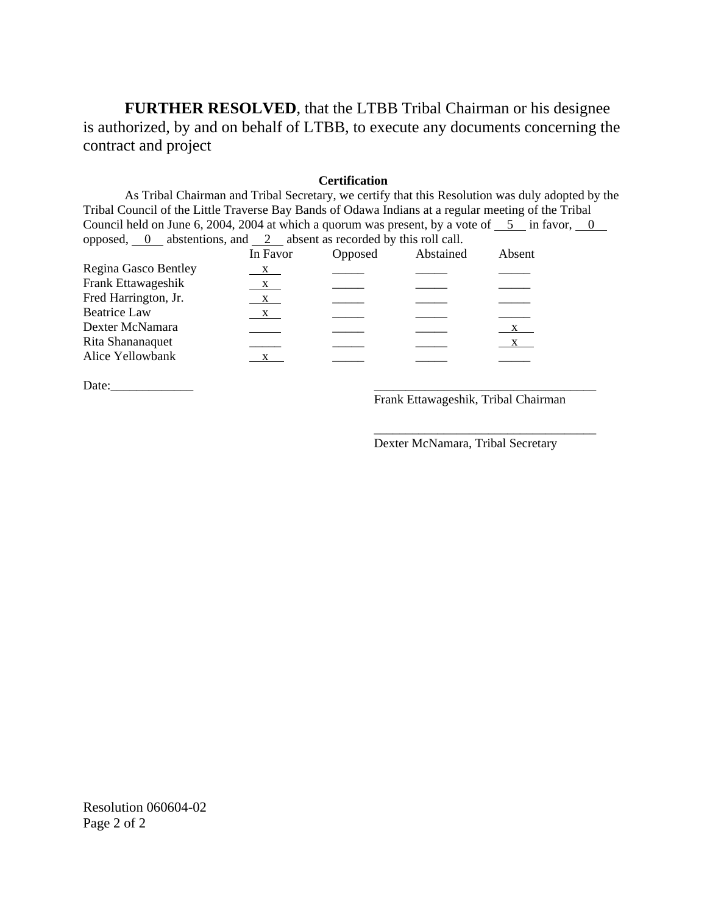**FURTHER RESOLVED**, that the LTBB Tribal Chairman or his designee is authorized, by and on behalf of LTBB, to execute any documents concerning the contract and project

**Certification**

As Tribal Chairman and Tribal Secretary, we certify that this Resolution was duly adopted by the Tribal Council of the Little Traverse Bay Bands of Odawa Indians at a regular meeting of the Tribal Council held on June 6, 2004, 2004 at which a quorum was present, by a vote of 5 in favor, 0 opposed, 0 abstentions, and 2 absent as recorded by this roll call.

| | In Favor | Opposed | Abstained | Absent |
|---|---|---|---|---|
| Regina Gasco Bentley | x | | | |
| Frank Ettawageshik | x | | | |
| Fred Harrington, Jr. | x | | | |
| Beatrice Law | x | | | |
| Dexter McNamara | | | | x |
| Rita Shananaquet | | | | x |
| Alice Yellowbank | x | | | |

Date:_____________

___________________________________
Frank Ettawageshik, Tribal Chairman

___________________________________
Dexter McNamara, Tribal Secretary

Resolution 060604-02